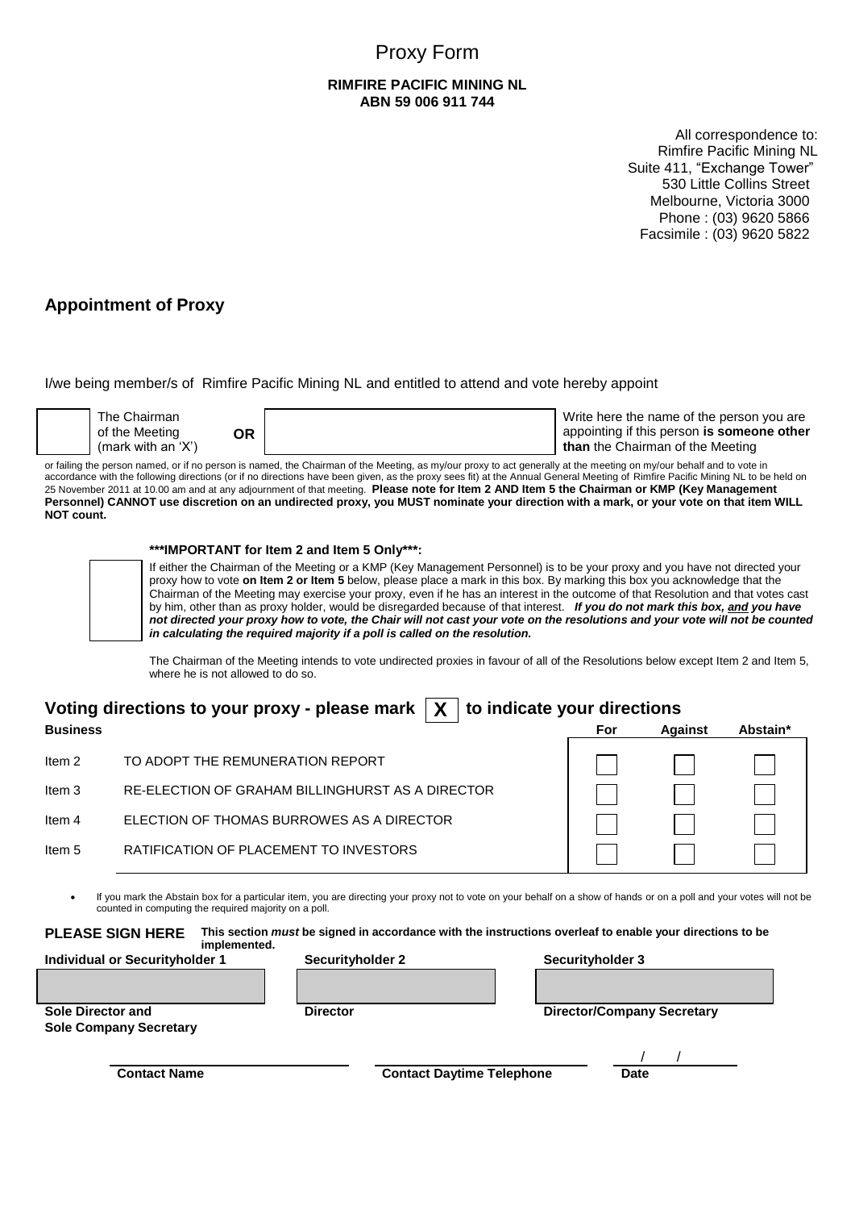# Proxy Form

**RIMFIRE PACIFIC MINING NL**
**ABN 59 006 911 744**

All correspondence to:
Rimfire Pacific Mining NL
Suite 411, "Exchange Tower"
530 Little Collins Street
Melbourne, Victoria 3000
Phone : (03) 9620 5866
Facsimile : (03) 9620 5822

## Appointment of Proxy

I/we being member/s of Rimfire Pacific Mining NL and entitled to attend and vote hereby appoint

| ☐ | The Chairman of the Meeting (mark with an 'X') | **OR** | ________________ | Write here the name of the person you are appointing if this person **is someone other than** the Chairman of the Meeting |
|---|---|---|---|---|

or failing the person named, or if no person is named, the Chairman of the Meeting, as my/our proxy to act generally at the meeting on my/our behalf and to vote in accordance with the following directions (or if no directions have been given, as the proxy sees fit) at the Annual General Meeting of Rimfire Pacific Mining NL to be held on 25 November 2011 at 10.00 am and at any adjournment of that meeting. **Please note for Item 2 AND Item 5 the Chairman or KMP (Key Management Personnel) CANNOT use discretion on an undirected proxy, you MUST nominate your direction with a mark, or your vote on that item WILL NOT count.**

**\*\*\*IMPORTANT for Item 2 and Item 5 Only\*\*\*:**

☐ If either the Chairman of the Meeting or a KMP (Key Management Personnel) is to be your proxy and you have not directed your proxy how to vote **on Item 2 or Item 5** below, please place a mark in this box. By marking this box you acknowledge that the Chairman of the Meeting may exercise your proxy, even if he has an interest in the outcome of that Resolution and that votes cast by him, other than as proxy holder, would be disregarded because of that interest. ***If you do not mark this box, and you have not directed your proxy how to vote, the Chair will not cast your vote on the resolutions and your vote will not be counted in calculating the required majority if a poll is called on the resolution.***

The Chairman of the Meeting intends to vote undirected proxies in favour of all of the Resolutions below except Item 2 and Item 5, where he is not allowed to do so.

## Voting directions to your proxy - please mark X to indicate your directions

| Business | | For | Against | Abstain* |
|---|---|---|---|---|
| Item 2 | TO ADOPT THE REMUNERATION REPORT | ☐ | ☐ | ☐ |
| Item 3 | RE-ELECTION OF GRAHAM BILLINGHURST AS A DIRECTOR | ☐ | ☐ | ☐ |
| Item 4 | ELECTION OF THOMAS BURROWES AS A DIRECTOR | ☐ | ☐ | ☐ |
| Item 5 | RATIFICATION OF PLACEMENT TO INVESTORS | ☐ | ☐ | ☐ |

- If you mark the Abstain box for a particular item, you are directing your proxy not to vote on your behalf on a show of hands or on a poll and your votes will not be counted in computing the required majority on a poll.

**PLEASE SIGN HERE** **This section *must* be signed in accordance with the instructions overleaf to enable your directions to be implemented.**

| **Individual or Securityholder 1** | **Securityholder 2** | **Securityholder 3** |
|---|---|---|
| | | |
| **Sole Director and Sole Company Secretary** | **Director** | **Director/Company Secretary** |

| **Contact Name** | **Contact Daytime Telephone** | **Date** / / |
|---|---|---|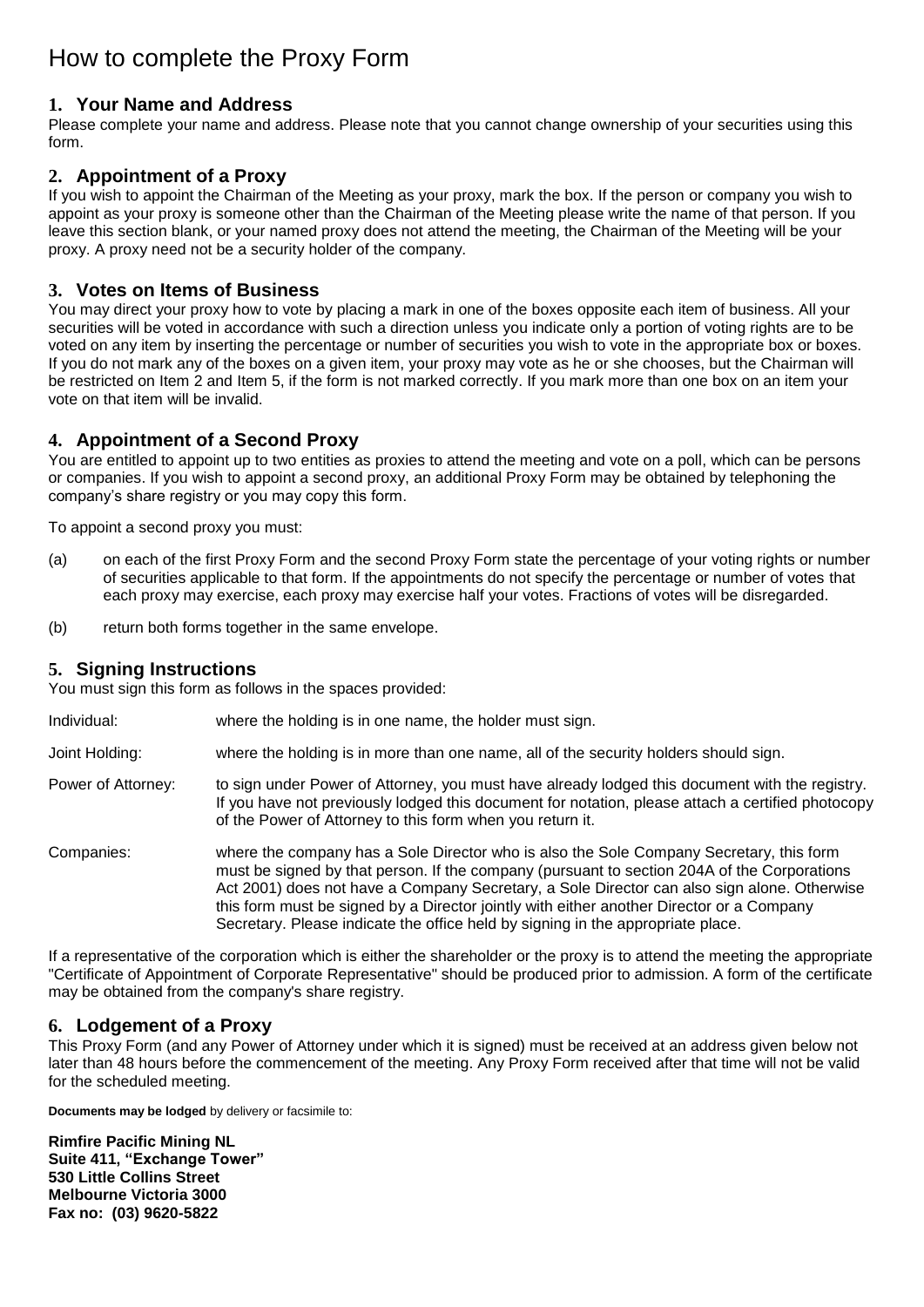# How to complete the Proxy Form

## 1. Your Name and Address

Please complete your name and address. Please note that you cannot change ownership of your securities using this form.

## 2. Appointment of a Proxy

If you wish to appoint the Chairman of the Meeting as your proxy, mark the box. If the person or company you wish to appoint as your proxy is someone other than the Chairman of the Meeting please write the name of that person. If you leave this section blank, or your named proxy does not attend the meeting, the Chairman of the Meeting will be your proxy. A proxy need not be a security holder of the company.

## 3. Votes on Items of Business

You may direct your proxy how to vote by placing a mark in one of the boxes opposite each item of business. All your securities will be voted in accordance with such a direction unless you indicate only a portion of voting rights are to be voted on any item by inserting the percentage or number of securities you wish to vote in the appropriate box or boxes. If you do not mark any of the boxes on a given item, your proxy may vote as he or she chooses, but the Chairman will be restricted on Item 2 and Item 5, if the form is not marked correctly. If you mark more than one box on an item your vote on that item will be invalid.

## 4. Appointment of a Second Proxy

You are entitled to appoint up to two entities as proxies to attend the meeting and vote on a poll, which can be persons or companies. If you wish to appoint a second proxy, an additional Proxy Form may be obtained by telephoning the company's share registry or you may copy this form.

To appoint a second proxy you must:

(a) on each of the first Proxy Form and the second Proxy Form state the percentage of your voting rights or number of securities applicable to that form. If the appointments do not specify the percentage or number of votes that each proxy may exercise, each proxy may exercise half your votes. Fractions of votes will be disregarded.

(b) return both forms together in the same envelope.

## 5. Signing Instructions

You must sign this form as follows in the spaces provided:

| | |
|---|---|
| Individual: | where the holding is in one name, the holder must sign. |
| Joint Holding: | where the holding is in more than one name, all of the security holders should sign. |
| Power of Attorney: | to sign under Power of Attorney, you must have already lodged this document with the registry. If you have not previously lodged this document for notation, please attach a certified photocopy of the Power of Attorney to this form when you return it. |
| Companies: | where the company has a Sole Director who is also the Sole Company Secretary, this form must be signed by that person. If the company (pursuant to section 204A of the Corporations Act 2001) does not have a Company Secretary, a Sole Director can also sign alone. Otherwise this form must be signed by a Director jointly with either another Director or a Company Secretary. Please indicate the office held by signing in the appropriate place. |

If a representative of the corporation which is either the shareholder or the proxy is to attend the meeting the appropriate "Certificate of Appointment of Corporate Representative" should be produced prior to admission. A form of the certificate may be obtained from the company's share registry.

## 6. Lodgement of a Proxy

This Proxy Form (and any Power of Attorney under which it is signed) must be received at an address given below not later than 48 hours before the commencement of the meeting. Any Proxy Form received after that time will not be valid for the scheduled meeting.

**Documents may be lodged** by delivery or facsimile to:

**Rimfire Pacific Mining NL**
**Suite 411, "Exchange Tower"**
**530 Little Collins Street**
**Melbourne Victoria 3000**
**Fax no: (03) 9620-5822**